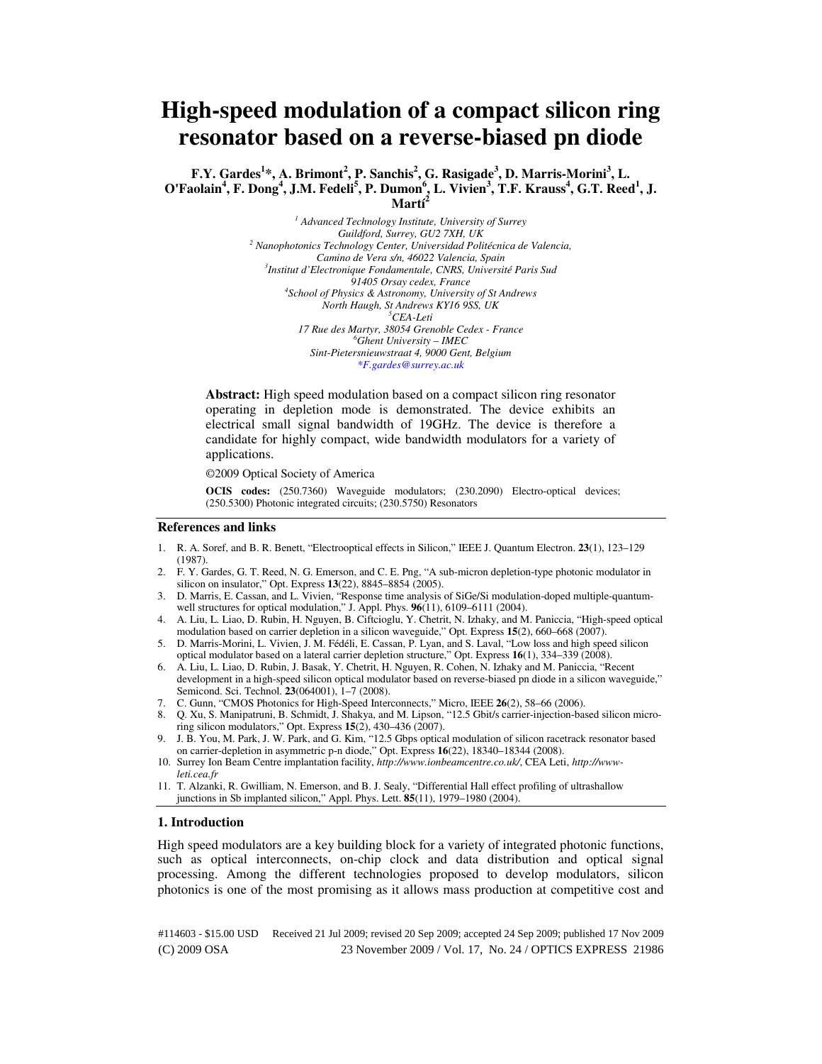# High-speed modulation of a compact silicon ring resonator based on a reverse-biased pn diode

**F.Y. Gardes[1]*, A. Brimont[2], P. Sanchis[2], G. Rasigade[3], D. Marris-Morini[3], L. O'Faolain[4], F. Dong[4], J.M. Fedeli[5], P. Dumon[6], L. Vivien[3], T.F. Krauss[4], G.T. Reed[1], J. Martí[2]**

[1] *Advanced Technology Institute, University of Surrey*
*Guildford, Surrey, GU2 7XH, UK*
[2] *Nanophotonics Technology Center, Universidad Politécnica de Valencia,*
*Camino de Vera s/n, 46022 Valencia, Spain*
[3] *Institut d'Electronique Fondamentale, CNRS, Université Paris Sud*
*91405 Orsay cedex, France*
[4] *School of Physics & Astronomy, University of St Andrews*
*North Haugh, St Andrews KY16 9SS, UK*
[5] *CEA-Leti*
*17 Rue des Martyr, 38054 Grenoble Cedex - France*
[6] *Ghent University – IMEC*
*Sint-Pietersnieuwstraat 4, 9000 Gent, Belgium*
*\*F.gardes@surrey.ac.uk*

**Abstract:** High speed modulation based on a compact silicon ring resonator operating in depletion mode is demonstrated. The device exhibits an electrical small signal bandwidth of 19GHz. The device is therefore a candidate for highly compact, wide bandwidth modulators for a variety of applications.

©2009 Optical Society of America

**OCIS codes:** (250.7360) Waveguide modulators; (230.2090) Electro-optical devices; (250.5300) Photonic integrated circuits; (230.5750) Resonators

### References and links

1. R. A. Soref, and B. R. Benett, "Electrooptical effects in Silicon," IEEE J. Quantum Electron. **23**(1), 123–129 (1987).
2. F. Y. Gardes, G. T. Reed, N. G. Emerson, and C. E. Png, "A sub-micron depletion-type photonic modulator in silicon on insulator," Opt. Express **13**(22), 8845–8854 (2005).
3. D. Marris, E. Cassan, and L. Vivien, "Response time analysis of SiGe/Si modulation-doped multiple-quantum-well structures for optical modulation," J. Appl. Phys. **96**(11), 6109–6111 (2004).
4. A. Liu, L. Liao, D. Rubin, H. Nguyen, B. Ciftcioglu, Y. Chetrit, N. Izhaky, and M. Paniccia, "High-speed optical modulation based on carrier depletion in a silicon waveguide," Opt. Express **15**(2), 660–668 (2007).
5. D. Marris-Morini, L. Vivien, J. M. Fédéli, E. Cassan, P. Lyan, and S. Laval, "Low loss and high speed silicon optical modulator based on a lateral carrier depletion structure," Opt. Express **16**(1), 334–339 (2008).
6. A. Liu, L. Liao, D. Rubin, J. Basak, Y. Chetrit, H. Nguyen, R. Cohen, N. Izhaky and M. Paniccia, "Recent development in a high-speed silicon optical modulator based on reverse-biased pn diode in a silicon waveguide," Semicond. Sci. Technol. **23**(064001), 1–7 (2008).
7. C. Gunn, "CMOS Photonics for High-Speed Interconnects," Micro, IEEE **26**(2), 58–66 (2006).
8. Q. Xu, S. Manipatruni, B. Schmidt, J. Shakya, and M. Lipson, "12.5 Gbit/s carrier-injection-based silicon micro-ring silicon modulators," Opt. Express **15**(2), 430–436 (2007).
9. J. B. You, M. Park, J. W. Park, and G. Kim, "12.5 Gbps optical modulation of silicon racetrack resonator based on carrier-depletion in asymmetric p-n diode," Opt. Express **16**(22), 18340–18344 (2008).
10. Surrey Ion Beam Centre implantation facility, *http://www.ionbeamcentre.co.uk/*, CEA Leti, *http://www-leti.cea.fr*
11. T. Alzanki, R. Gwilliam, N. Emerson, and B. J. Sealy, "Differential Hall effect profiling of ultrashallow junctions in Sb implanted silicon," Appl. Phys. Lett. **85**(11), 1979–1980 (2004).

### 1. Introduction

High speed modulators are a key building block for a variety of integrated photonic functions, such as optical interconnects, on-chip clock and data distribution and optical signal processing. Among the different technologies proposed to develop modulators, silicon photonics is one of the most promising as it allows mass production at competitive cost and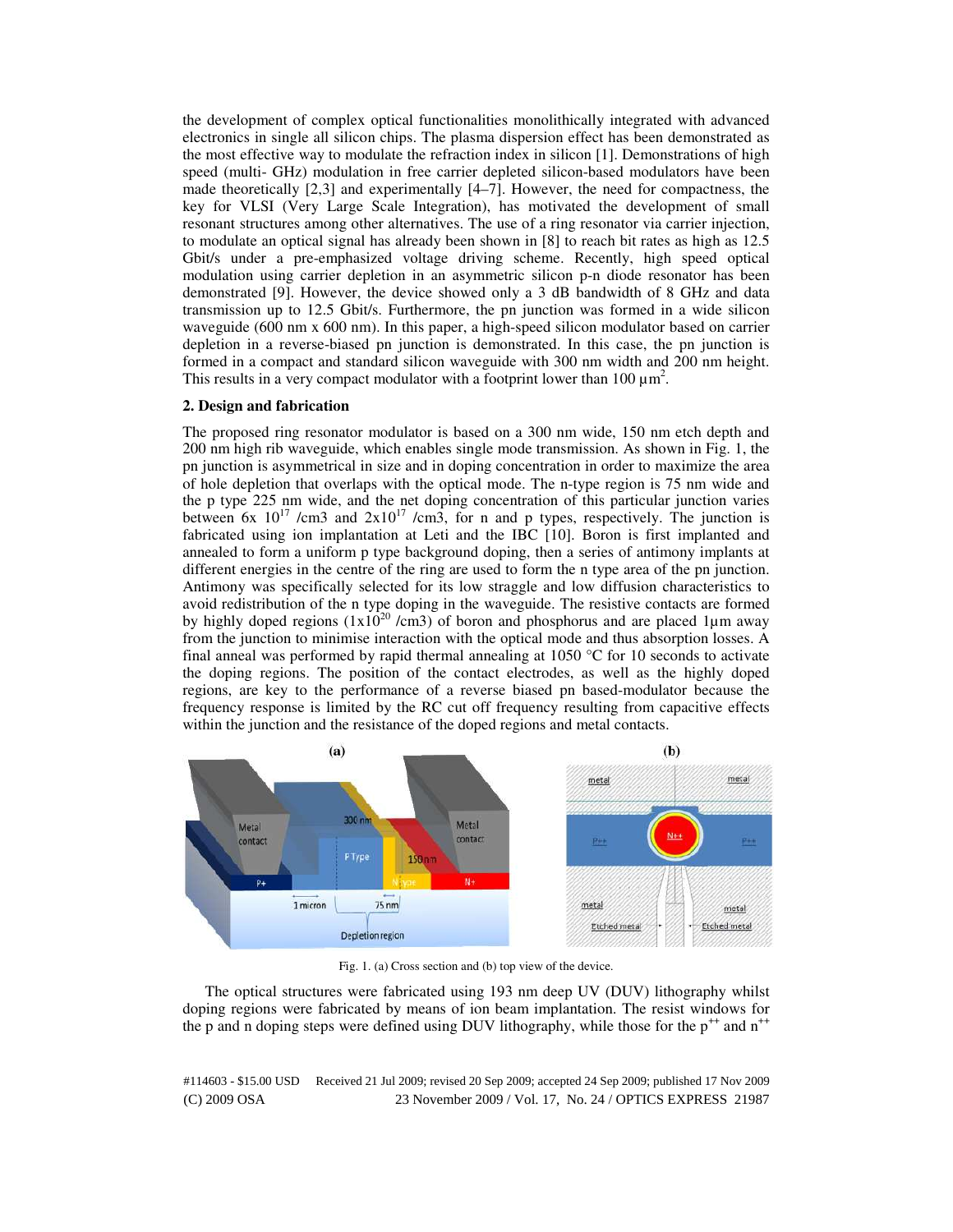the development of complex optical functionalities monolithically integrated with advanced electronics in single all silicon chips. The plasma dispersion effect has been demonstrated as the most effective way to modulate the refraction index in silicon [1]. Demonstrations of high speed (multi- GHz) modulation in free carrier depleted silicon-based modulators have been made theoretically [2,3] and experimentally [4–7]. However, the need for compactness, the key for VLSI (Very Large Scale Integration), has motivated the development of small resonant structures among other alternatives. The use of a ring resonator via carrier injection, to modulate an optical signal has already been shown in [8] to reach bit rates as high as 12.5 Gbit/s under a pre-emphasized voltage driving scheme. Recently, high speed optical modulation using carrier depletion in an asymmetric silicon p-n diode resonator has been demonstrated [9]. However, the device showed only a 3 dB bandwidth of 8 GHz and data transmission up to 12.5 Gbit/s. Furthermore, the pn junction was formed in a wide silicon waveguide (600 nm x 600 nm). In this paper, a high-speed silicon modulator based on carrier depletion in a reverse-biased pn junction is demonstrated. In this case, the pn junction is formed in a compact and standard silicon waveguide with 300 nm width and 200 nm height. This results in a very compact modulator with a footprint lower than 100 $\mu m^2$.

## 2. Design and fabrication

The proposed ring resonator modulator is based on a 300 nm wide, 150 nm etch depth and 200 nm high rib waveguide, which enables single mode transmission. As shown in Fig. 1, the pn junction is asymmetrical in size and in doping concentration in order to maximize the area of hole depletion that overlaps with the optical mode. The n-type region is 75 nm wide and the p type 225 nm wide, and the net doping concentration of this particular junction varies between 6x $10^{17}$ /cm3 and 2x$10^{17}$ /cm3, for n and p types, respectively. The junction is fabricated using ion implantation at Leti and the IBC [10]. Boron is first implanted and annealed to form a uniform p type background doping, then a series of antimony implants at different energies in the centre of the ring are used to form the n type area of the pn junction. Antimony was specifically selected for its low straggle and low diffusion characteristics to avoid redistribution of the n type doping in the waveguide. The resistive contacts are formed by highly doped regions (1x$10^{20}$ /cm3) of boron and phosphorus and are placed 1µm away from the junction to minimise interaction with the optical mode and thus absorption losses. A final anneal was performed by rapid thermal annealing at 1050 °C for 10 seconds to activate the doping regions. The position of the contact electrodes, as well as the highly doped regions, are key to the performance of a reverse biased pn based-modulator because the frequency response is limited by the RC cut off frequency resulting from capacitive effects within the junction and the resistance of the doped regions and metal contacts.

Fig. 1. (a) Cross section and (b) top view of the device.

The optical structures were fabricated using 193 nm deep UV (DUV) lithography whilst doping regions were fabricated by means of ion beam implantation. The resist windows for the p and n doping steps were defined using DUV lithography, while those for the $p^{++}$ and $n^{++}$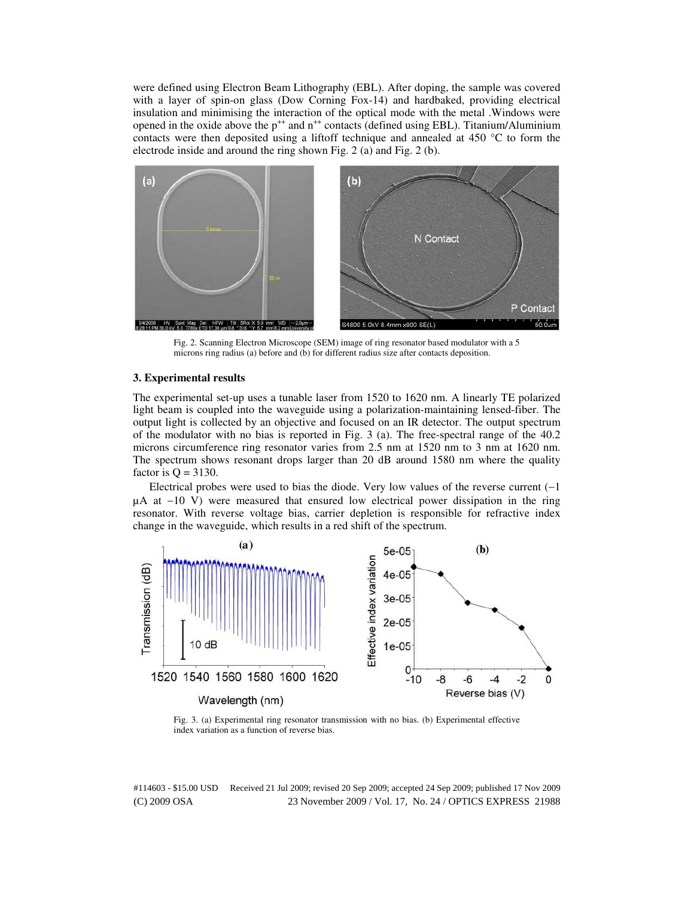were defined using Electron Beam Lithography (EBL). After doping, the sample was covered with a layer of spin-on glass (Dow Corning Fox-14) and hardbaked, providing electrical insulation and minimising the interaction of the optical mode with the metal .Windows were opened in the oxide above the $p^{++}$ and $n^{++}$ contacts (defined using EBL). Titanium/Aluminium contacts were then deposited using a liftoff technique and annealed at 450 °C to form the electrode inside and around the ring shown Fig. 2 (a) and Fig. 2 (b).

Fig. 2. Scanning Electron Microscope (SEM) image of ring resonator based modulator with a 5 microns ring radius (a) before and (b) for different radius size after contacts deposition.

### 3. Experimental results

The experimental set-up uses a tunable laser from 1520 to 1620 nm. A linearly TE polarized light beam is coupled into the waveguide using a polarization-maintaining lensed-fiber. The output light is collected by an objective and focused on an IR detector. The output spectrum of the modulator with no bias is reported in Fig. 3 (a). The free-spectral range of the 40.2 microns circumference ring resonator varies from 2.5 nm at 1520 nm to 3 nm at 1620 nm. The spectrum shows resonant drops larger than 20 dB around 1580 nm where the quality factor is Q = 3130.

Electrical probes were used to bias the diode. Very low values of the reverse current (−1 µA at −10 V) were measured that ensured low electrical power dissipation in the ring resonator. With reverse voltage bias, carrier depletion is responsible for refractive index change in the waveguide, which results in a red shift of the spectrum.

Fig. 3. (a) Experimental ring resonator transmission with no bias. (b) Experimental effective index variation as a function of reverse bias.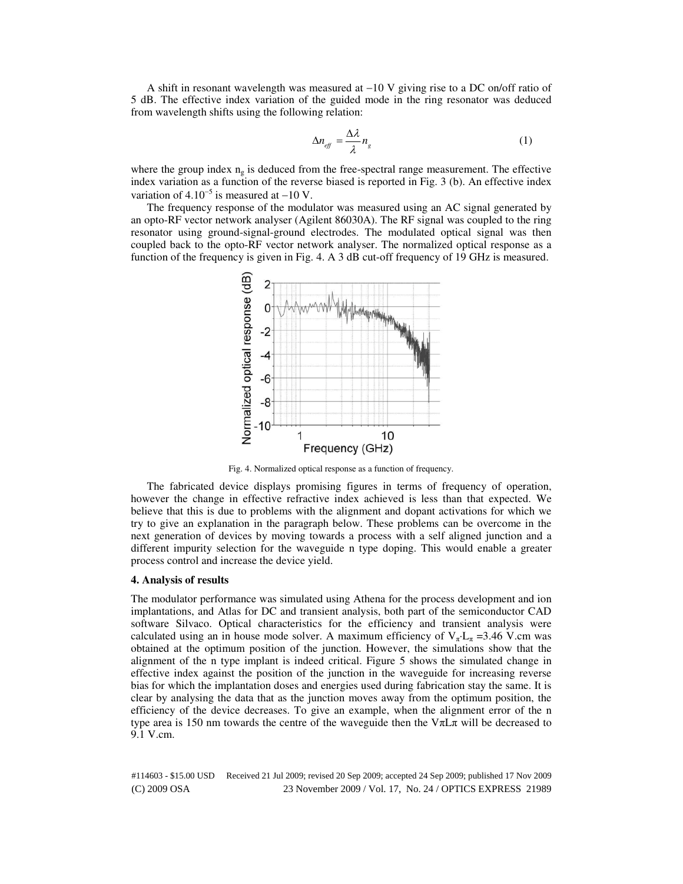A shift in resonant wavelength was measured at −10 V giving rise to a DC on/off ratio of 5 dB. The effective index variation of the guided mode in the ring resonator was deduced from wavelength shifts using the following relation:

$$\Delta n_{eff} = \frac{\Delta \lambda}{\lambda} n_g \tag{1}$$

where the group index $n_g$ is deduced from the free-spectral range measurement. The effective index variation as a function of the reverse biased is reported in Fig. 3 (b). An effective index variation of $4.10^{-5}$ is measured at −10 V.

The frequency response of the modulator was measured using an AC signal generated by an opto-RF vector network analyser (Agilent 86030A). The RF signal was coupled to the ring resonator using ground-signal-ground electrodes. The modulated optical signal was then coupled back to the opto-RF vector network analyser. The normalized optical response as a function of the frequency is given in Fig. 4. A 3 dB cut-off frequency of 19 GHz is measured.

Fig. 4. Normalized optical response as a function of frequency.

The fabricated device displays promising figures in terms of frequency of operation, however the change in effective refractive index achieved is less than that expected. We believe that this is due to problems with the alignment and dopant activations for which we try to give an explanation in the paragraph below. These problems can be overcome in the next generation of devices by moving towards a process with a self aligned junction and a different impurity selection for the waveguide n type doping. This would enable a greater process control and increase the device yield.

### 4. Analysis of results

The modulator performance was simulated using Athena for the process development and ion implantations, and Atlas for DC and transient analysis, both part of the semiconductor CAD software Silvaco. Optical characteristics for the efficiency and transient analysis were calculated using an in house mode solver. A maximum efficiency of $V_\pi \cdot L_\pi$ =3.46 V.cm was obtained at the optimum position of the junction. However, the simulations show that the alignment of the n type implant is indeed critical. Figure 5 shows the simulated change in effective index against the position of the junction in the waveguide for increasing reverse bias for which the implantation doses and energies used during fabrication stay the same. It is clear by analysing the data that as the junction moves away from the optimum position, the efficiency of the device decreases. To give an example, when the alignment error of the n type area is 150 nm towards the centre of the waveguide then the $V\pi L\pi$ will be decreased to 9.1 V.cm.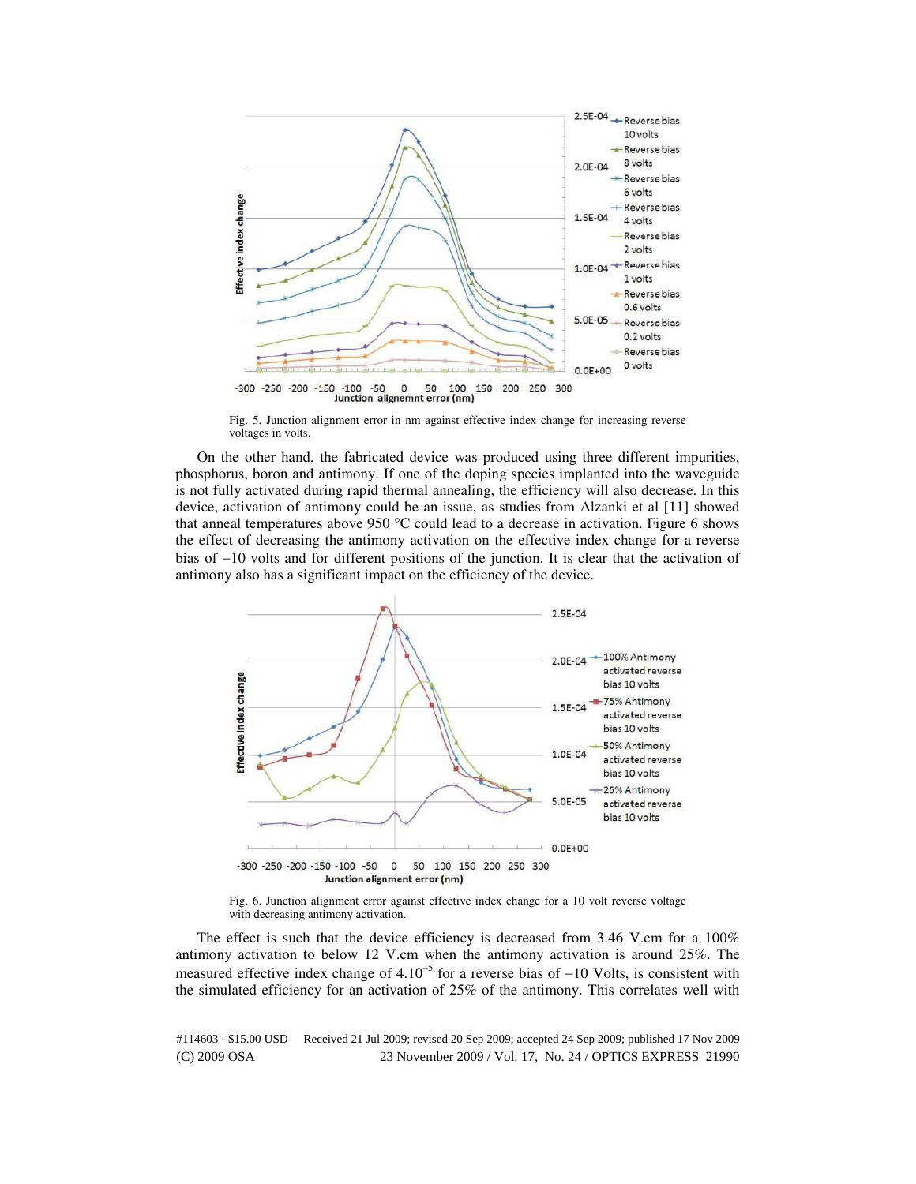Fig. 5. Junction alignment error in nm against effective index change for increasing reverse voltages in volts.

On the other hand, the fabricated device was produced using three different impurities, phosphorus, boron and antimony. If one of the doping species implanted into the waveguide is not fully activated during rapid thermal annealing, the efficiency will also decrease. In this device, activation of antimony could be an issue, as studies from Alzanki et al [11] showed that anneal temperatures above 950 °C could lead to a decrease in activation. Figure 6 shows the effect of decreasing the antimony activation on the effective index change for a reverse bias of −10 volts and for different positions of the junction. It is clear that the activation of antimony also has a significant impact on the efficiency of the device.

Fig. 6. Junction alignment error against effective index change for a 10 volt reverse voltage with decreasing antimony activation.

The effect is such that the device efficiency is decreased from 3.46 V.cm for a 100% antimony activation to below 12 V.cm when the antimony activation is around 25%. The measured effective index change of $4.10^{-5}$ for a reverse bias of −10 Volts, is consistent with the simulated efficiency for an activation of 25% of the antimony. This correlates well with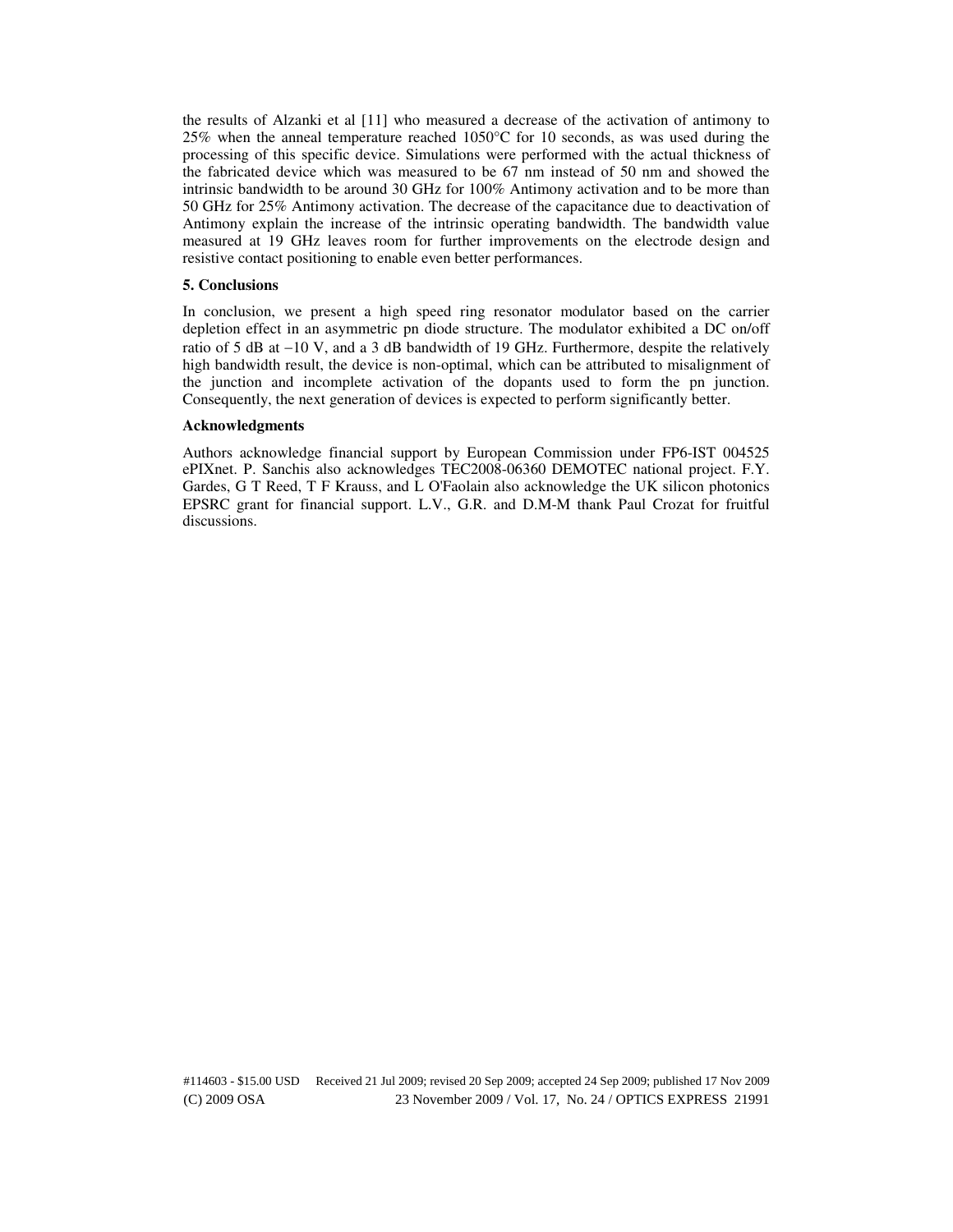the results of Alzanki et al [11] who measured a decrease of the activation of antimony to 25% when the anneal temperature reached 1050°C for 10 seconds, as was used during the processing of this specific device. Simulations were performed with the actual thickness of the fabricated device which was measured to be 67 nm instead of 50 nm and showed the intrinsic bandwidth to be around 30 GHz for 100% Antimony activation and to be more than 50 GHz for 25% Antimony activation. The decrease of the capacitance due to deactivation of Antimony explain the increase of the intrinsic operating bandwidth. The bandwidth value measured at 19 GHz leaves room for further improvements on the electrode design and resistive contact positioning to enable even better performances.

### 5. Conclusions

In conclusion, we present a high speed ring resonator modulator based on the carrier depletion effect in an asymmetric pn diode structure. The modulator exhibited a DC on/off ratio of 5 dB at −10 V, and a 3 dB bandwidth of 19 GHz. Furthermore, despite the relatively high bandwidth result, the device is non-optimal, which can be attributed to misalignment of the junction and incomplete activation of the dopants used to form the pn junction. Consequently, the next generation of devices is expected to perform significantly better.

### Acknowledgments

Authors acknowledge financial support by European Commission under FP6-IST 004525 ePIXnet. P. Sanchis also acknowledges TEC2008-06360 DEMOTEC national project. F.Y. Gardes, G T Reed, T F Krauss, and L O'Faolain also acknowledge the UK silicon photonics EPSRC grant for financial support. L.V., G.R. and D.M-M thank Paul Crozat for fruitful discussions.